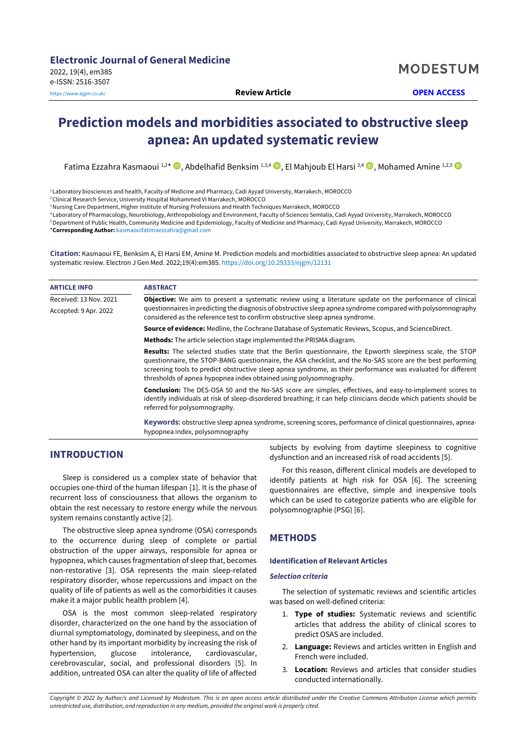Electronic Journal of General Medicine

2022, 19(4), em385

e-ISSN: 2516-3507

https://www.ejgm.co.uk/

MODESTUM

Review Article

OPEN ACCESS

# Prediction models and morbidities associated to obstructive sleep apnea: An updated systematic review

Fatima Ezzahra Kasmaoui [1,2*], Abdelhafid Benksim [1,3,4], El Mahjoub El Harsi [3,4], Mohamed Amine [1,2,5]

[1] Laboratory biosciences and health, Faculty of Medicine and Pharmacy, Cadi Ayyad University, Marrakech, MOROCCO

[2] Clinical Research Service, University Hospital Mohammed VI Marrakech, MOROCCO

[3] Nursing Care Department, Higher Institute of Nursing Professions and Health Techniques Marrakech, MOROCCO

[4] Laboratory of Pharmacology, Neurobiology, Anthropobiology and Environment, Faculty of Sciences Semlalia, Cadi Ayyad University, Marrakech, MOROCCO

[5] Department of Public Health, Community Medicine and Epidemiology, Faculty of Medicine and Pharmacy, Cadi Ayyad University, Marrakech, MOROCCO

*Corresponding Author: kasmaouifatimaezzahra@gmail.com

**Citation:** Kasmaoui FE, Benksim A, El Harsi EM, Amine M. Prediction models and morbidities associated to obstructive sleep apnea: An updated systematic review. Electron J Gen Med. 2022;19(4):em385. https://doi.org/10.29333/ejgm/12131

**ARTICLE INFO**

Received: 13 Nov. 2021

Accepted: 9 Apr. 2022

**ABSTRACT**

**Objective:** We aim to present a systematic review using a literature update on the performance of clinical questionnaires in predicting the diagnosis of obstructive sleep apnea syndrome compared with polysomnography considered as the reference test to confirm obstructive sleep apnea syndrome.

**Source of evidence:** Medline, the Cochrane Database of Systematic Reviews, Scopus, and ScienceDirect.

**Methods:** The article selection stage implemented the PRISMA diagram.

**Results:** The selected studies state that the Berlin questionnaire, the Epworth sleepiness scale, the STOP questionnaire, the STOP-BANG questionnaire, the ASA checklist, and the No-SAS score are the best performing screening tools to predict obstructive sleep apnea syndrome, as their performance was evaluated for different thresholds of apnea hypopnea index obtained using polysomnography.

**Conclusion:** The DES-OSA 50 and the No-SAS score are simples, effectives, and easy-to-implement scores to identify individuals at risk of sleep-disordered breathing; it can help clinicians decide which patients should be referred for polysomnography.

**Keywords:** obstructive sleep apnea syndrome, screening scores, performance of clinical questionnaires, apnea-hypopnea index, polysomnography

## INTRODUCTION

Sleep is considered us a complex state of behavior that occupies one-third of the human lifespan [1]. It is the phase of recurrent loss of consciousness that allows the organism to obtain the rest necessary to restore energy while the nervous system remains constantly active [2].

The obstructive sleep apnea syndrome (OSA) corresponds to the occurrence during sleep of complete or partial obstruction of the upper airways, responsible for apnea or hypopnea, which causes fragmentation of sleep that, becomes non-restorative [3]. OSA represents the main sleep-related respiratory disorder, whose repercussions and impact on the quality of life of patients as well as the comorbidities it causes make it a major public health problem [4].

OSA is the most common sleep-related respiratory disorder, characterized on the one hand by the association of diurnal symptomatology, dominated by sleepiness, and on the other hand by its important morbidity by increasing the risk of hypertension, glucose intolerance, cardiovascular, cerebrovascular, social, and professional disorders [5]. In addition, untreated OSA can alter the quality of life of affected subjects by evolving from daytime sleepiness to cognitive dysfunction and an increased risk of road accidents [5].

For this reason, different clinical models are developed to identify patients at high risk for OSA [6]. The screening questionnaires are effective, simple and inexpensive tools which can be used to categorize patients who are eligible for polysomnographie (PSG) [6].

## METHODS

### Identification of Relevant Articles

#### Selection criteria

The selection of systematic reviews and scientific articles was based on well-defined criteria:

1. **Type of studies:** Systematic reviews and scientific articles that address the ability of clinical scores to predict OSAS are included.
2. **Language:** Reviews and articles written in English and French were included.
3. **Location:** Reviews and articles that consider studies conducted internationally.

*Copyright © 2022 by Author/s and Licensed by Modestum. This is an open access article distributed under the Creative Commons Attribution License which permits unrestricted use, distribution, and reproduction in any medium, provided the original work is properly cited.*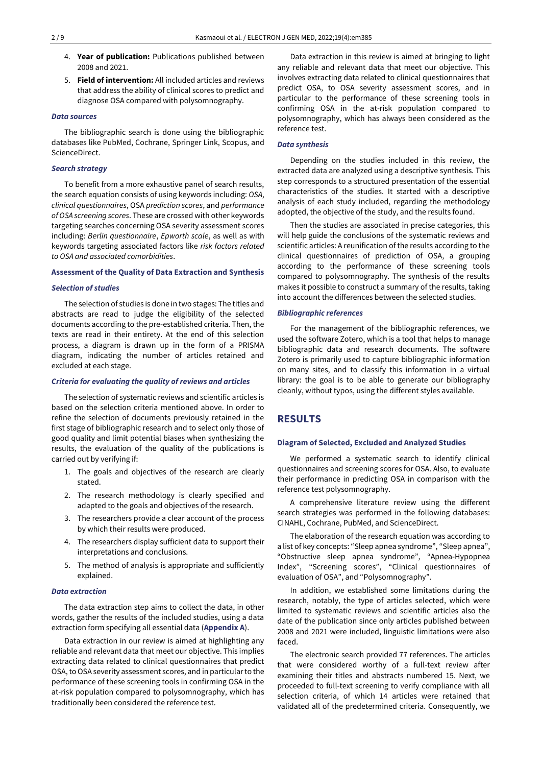4. **Year of publication:** Publications published between 2008 and 2021.
5. **Field of intervention:** All included articles and reviews that address the ability of clinical scores to predict and diagnose OSA compared with polysomnography.

#### *Data sources*

The bibliographic search is done using the bibliographic databases like PubMed, Cochrane, Springer Link, Scopus, and ScienceDirect.

#### *Search strategy*

To benefit from a more exhaustive panel of search results, the search equation consists of using keywords including: *OSA*, *clinical questionnaires*, OSA *prediction scores*, and *performance of OSA screening scores*. These are crossed with other keywords targeting searches concerning OSA severity assessment scores including: *Berlin questionnaire*, *Epworth scale*, as well as with keywords targeting associated factors like *risk factors related to OSA and associated comorbidities*.

### Assessment of the Quality of Data Extraction and Synthesis

#### *Selection of studies*

The selection of studies is done in two stages: The titles and abstracts are read to judge the eligibility of the selected documents according to the pre-established criteria. Then, the texts are read in their entirety. At the end of this selection process, a diagram is drawn up in the form of a PRISMA diagram, indicating the number of articles retained and excluded at each stage.

#### *Criteria for evaluating the quality of reviews and articles*

The selection of systematic reviews and scientific articles is based on the selection criteria mentioned above. In order to refine the selection of documents previously retained in the first stage of bibliographic research and to select only those of good quality and limit potential biases when synthesizing the results, the evaluation of the quality of the publications is carried out by verifying if:

1. The goals and objectives of the research are clearly stated.
2. The research methodology is clearly specified and adapted to the goals and objectives of the research.
3. The researchers provide a clear account of the process by which their results were produced.
4. The researchers display sufficient data to support their interpretations and conclusions.
5. The method of analysis is appropriate and sufficiently explained.

#### *Data extraction*

The data extraction step aims to collect the data, in other words, gather the results of the included studies, using a data extraction form specifying all essential data (**Appendix A**).

Data extraction in our review is aimed at highlighting any reliable and relevant data that meet our objective. This implies extracting data related to clinical questionnaires that predict OSA, to OSA severity assessment scores, and in particular to the performance of these screening tools in confirming OSA in the at-risk population compared to polysomnography, which has traditionally been considered the reference test.

Data extraction in this review is aimed at bringing to light any reliable and relevant data that meet our objective. This involves extracting data related to clinical questionnaires that predict OSA, to OSA severity assessment scores, and in particular to the performance of these screening tools in confirming OSA in the at-risk population compared to polysomnography, which has always been considered as the reference test.

#### *Data synthesis*

Depending on the studies included in this review, the extracted data are analyzed using a descriptive synthesis. This step corresponds to a structured presentation of the essential characteristics of the studies. It started with a descriptive analysis of each study included, regarding the methodology adopted, the objective of the study, and the results found.

Then the studies are associated in precise categories, this will help guide the conclusions of the systematic reviews and scientific articles: A reunification of the results according to the clinical questionnaires of prediction of OSA, a grouping according to the performance of these screening tools compared to polysomnography. The synthesis of the results makes it possible to construct a summary of the results, taking into account the differences between the selected studies.

#### *Bibliographic references*

For the management of the bibliographic references, we used the software Zotero, which is a tool that helps to manage bibliographic data and research documents. The software Zotero is primarily used to capture bibliographic information on many sites, and to classify this information in a virtual library: the goal is to be able to generate our bibliography cleanly, without typos, using the different styles available.

## RESULTS

### Diagram of Selected, Excluded and Analyzed Studies

We performed a systematic search to identify clinical questionnaires and screening scores for OSA. Also, to evaluate their performance in predicting OSA in comparison with the reference test polysomnography.

A comprehensive literature review using the different search strategies was performed in the following databases: CINAHL, Cochrane, PubMed, and ScienceDirect.

The elaboration of the research equation was according to a list of key concepts: "Sleep apnea syndrome", "Sleep apnea", "Obstructive sleep apnea syndrome", "Apnea-Hypopnea Index", "Screening scores", "Clinical questionnaires of evaluation of OSA", and "Polysomnography".

In addition, we established some limitations during the research, notably, the type of articles selected, which were limited to systematic reviews and scientific articles also the date of the publication since only articles published between 2008 and 2021 were included, linguistic limitations were also faced.

The electronic search provided 77 references. The articles that were considered worthy of a full-text review after examining their titles and abstracts numbered 15. Next, we proceeded to full-text screening to verify compliance with all selection criteria, of which 14 articles were retained that validated all of the predetermined criteria. Consequently, we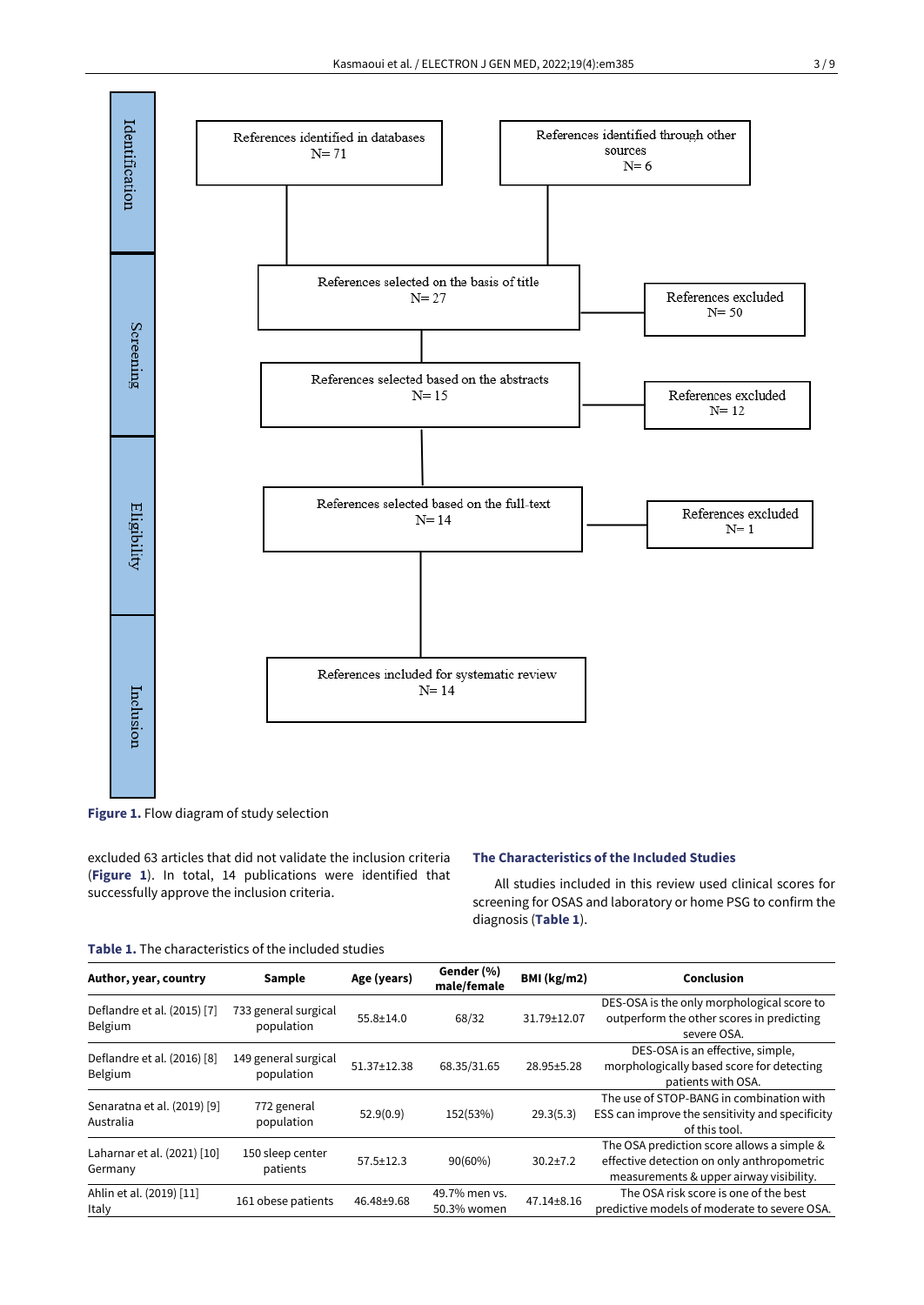References identified in databases
N= 71

References identified through other sources
N= 6

Identification

References selected on the basis of title
N= 27

References excluded
N= 50

Screening

References selected based on the abstracts
N= 15

References excluded
N= 12

Eligibility

References selected based on the full-text
N= 14

References excluded
N= 1

Inclusion

References included for systematic review
N= 14

**Figure 1.** Flow diagram of study selection

excluded 63 articles that did not validate the inclusion criteria (**Figure 1**). In total, 14 publications were identified that successfully approve the inclusion criteria.

### The Characteristics of the Included Studies

All studies included in this review used clinical scores for screening for OSAS and laboratory or home PSG to confirm the diagnosis (**Table 1**).

**Table 1.** The characteristics of the included studies

| Author, year, country | Sample | Age (years) | Gender (%) male/female | BMI (kg/m2) | Conclusion |
|---|---|---|---|---|---|
| Deflandre et al. (2015) [7] Belgium | 733 general surgical population | 55.8±14.0 | 68/32 | 31.79±12.07 | DES-OSA is the only morphological score to outperform the other scores in predicting severe OSA. |
| Deflandre et al. (2016) [8] Belgium | 149 general surgical population | 51.37±12.38 | 68.35/31.65 | 28.95±5.28 | DES-OSA is an effective, simple, morphologically based score for detecting patients with OSA. |
| Senaratna et al. (2019) [9] Australia | 772 general population | 52.9(0.9) | 152(53%) | 29.3(5.3) | The use of STOP-BANG in combination with ESS can improve the sensitivity and specificity of this tool. |
| Laharnar et al. (2021) [10] Germany | 150 sleep center patients | 57.5±12.3 | 90(60%) | 30.2±7.2 | The OSA prediction score allows a simple & effective detection on only anthropometric measurements & upper airway visibility. |
| Ahlin et al. (2019) [11] Italy | 161 obese patients | 46.48±9.68 | 49.7% men vs. 50.3% women | 47.14±8.16 | The OSA risk score is one of the best predictive models of moderate to severe OSA. |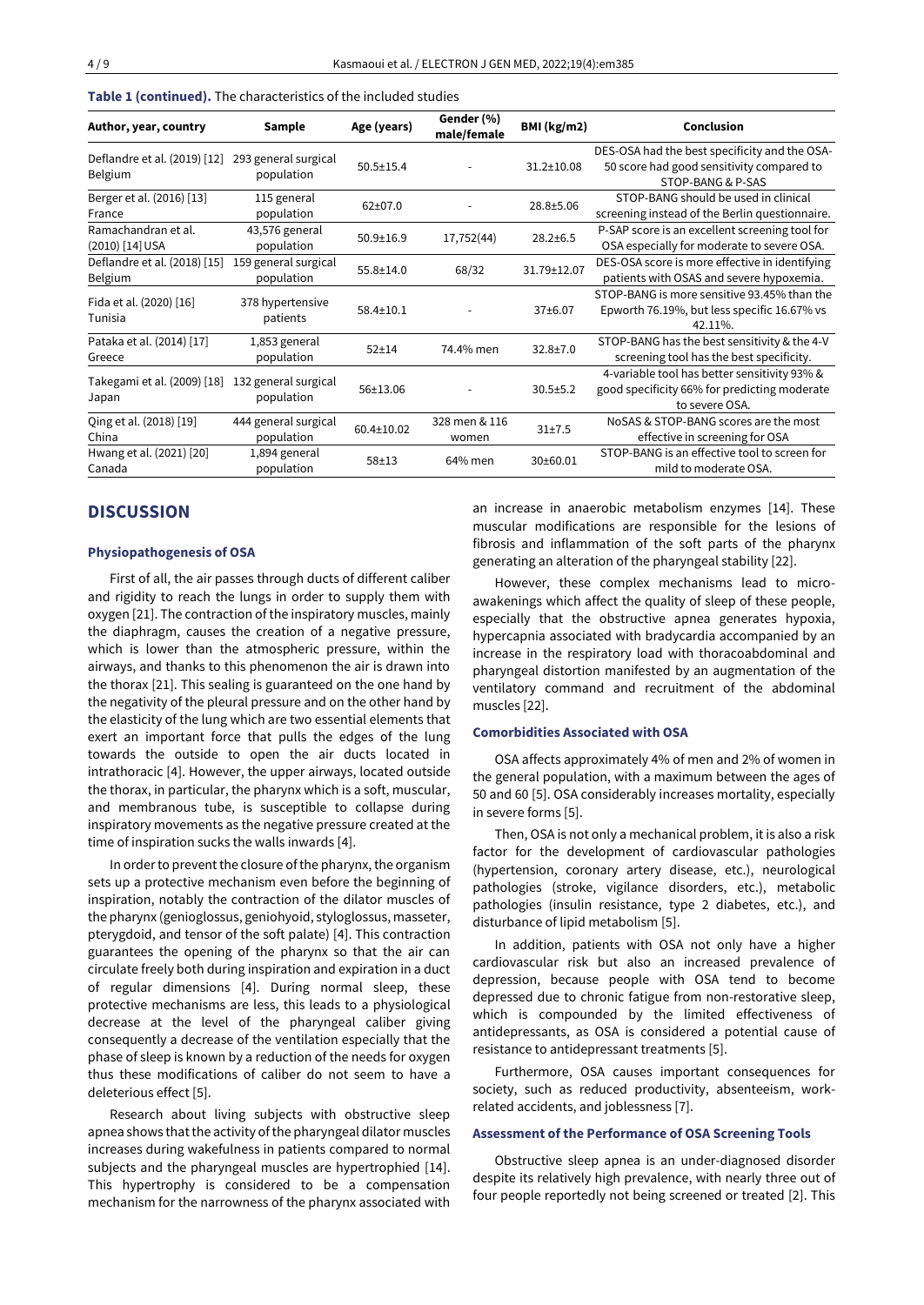**Table 1 (continued).** The characteristics of the included studies

| Author, year, country | Sample | Age (years) | Gender (%) male/female | BMI (kg/m2) | Conclusion |
|---|---|---|---|---|---|
| Deflandre et al. (2019) [12] Belgium | 293 general surgical population | 50.5±15.4 | - | 31.2±10.08 | DES-OSA had the best specificity and the OSA-50 score had good sensitivity compared to STOP-BANG & P-SAS |
| Berger et al. (2016) [13] France | 115 general population | 62±07.0 | - | 28.8±5.06 | STOP-BANG should be used in clinical screening instead of the Berlin questionnaire. |
| Ramachandran et al. (2010) [14] USA | 43,576 general population | 50.9±16.9 | 17,752(44) | 28.2±6.5 | P-SAP score is an excellent screening tool for OSA especially for moderate to severe OSA. |
| Deflandre et al. (2018) [15] Belgium | 159 general surgical population | 55.8±14.0 | 68/32 | 31.79±12.07 | DES-OSA score is more effective in identifying patients with OSAS and severe hypoxemia. |
| Fida et al. (2020) [16] Tunisia | 378 hypertensive patients | 58.4±10.1 | - | 37±6.07 | STOP-BANG is more sensitive 93.45% than the Epworth 76.19%, but less specific 16.67% vs 42.11%. |
| Pataka et al. (2014) [17] Greece | 1,853 general population | 52±14 | 74.4% men | 32.8±7.0 | STOP-BANG has the best sensitivity & the 4-V screening tool has the best specificity. |
| Takegami et al. (2009) [18] Japan | 132 general surgical population | 56±13.06 | - | 30.5±5.2 | 4-variable tool has better sensitivity 93% & good specificity 66% for predicting moderate to severe OSA. |
| Qing et al. (2018) [19] China | 444 general surgical population | 60.4±10.02 | 328 men & 116 women | 31±7.5 | NoSAS & STOP-BANG scores are the most effective in screening for OSA |
| Hwang et al. (2021) [20] Canada | 1,894 general population | 58±13 | 64% men | 30±60.01 | STOP-BANG is an effective tool to screen for mild to moderate OSA. |

## DISCUSSION

### Physiopathogenesis of OSA

First of all, the air passes through ducts of different caliber and rigidity to reach the lungs in order to supply them with oxygen [21]. The contraction of the inspiratory muscles, mainly the diaphragm, causes the creation of a negative pressure, which is lower than the atmospheric pressure, within the airways, and thanks to this phenomenon the air is drawn into the thorax [21]. This sealing is guaranteed on the one hand by the negativity of the pleural pressure and on the other hand by the elasticity of the lung which are two essential elements that exert an important force that pulls the edges of the lung towards the outside to open the air ducts located in intrathoracic [4]. However, the upper airways, located outside the thorax, in particular, the pharynx which is a soft, muscular, and membranous tube, is susceptible to collapse during inspiratory movements as the negative pressure created at the time of inspiration sucks the walls inwards [4].

In order to prevent the closure of the pharynx, the organism sets up a protective mechanism even before the beginning of inspiration, notably the contraction of the dilator muscles of the pharynx (genioglossus, geniohyoid, styloglossus, masseter, pterygdoid, and tensor of the soft palate) [4]. This contraction guarantees the opening of the pharynx so that the air can circulate freely both during inspiration and expiration in a duct of regular dimensions [4]. During normal sleep, these protective mechanisms are less, this leads to a physiological decrease at the level of the pharyngeal caliber giving consequently a decrease of the ventilation especially that the phase of sleep is known by a reduction of the needs for oxygen thus these modifications of caliber do not seem to have a deleterious effect [5].

Research about living subjects with obstructive sleep apnea shows that the activity of the pharyngeal dilator muscles increases during wakefulness in patients compared to normal subjects and the pharyngeal muscles are hypertrophied [14]. This hypertrophy is considered to be a compensation mechanism for the narrowness of the pharynx associated with an increase in anaerobic metabolism enzymes [14]. These muscular modifications are responsible for the lesions of fibrosis and inflammation of the soft parts of the pharynx generating an alteration of the pharyngeal stability [22].

However, these complex mechanisms lead to micro-awakenings which affect the quality of sleep of these people, especially that the obstructive apnea generates hypoxia, hypercapnia associated with bradycardia accompanied by an increase in the respiratory load with thoracoabdominal and pharyngeal distortion manifested by an augmentation of the ventilatory command and recruitment of the abdominal muscles [22].

### Comorbidities Associated with OSA

OSA affects approximately 4% of men and 2% of women in the general population, with a maximum between the ages of 50 and 60 [5]. OSA considerably increases mortality, especially in severe forms [5].

Then, OSA is not only a mechanical problem, it is also a risk factor for the development of cardiovascular pathologies (hypertension, coronary artery disease, etc.), neurological pathologies (stroke, vigilance disorders, etc.), metabolic pathologies (insulin resistance, type 2 diabetes, etc.), and disturbance of lipid metabolism [5].

In addition, patients with OSA not only have a higher cardiovascular risk but also an increased prevalence of depression, because people with OSA tend to become depressed due to chronic fatigue from non-restorative sleep, which is compounded by the limited effectiveness of antidepressants, as OSA is considered a potential cause of resistance to antidepressant treatments [5].

Furthermore, OSA causes important consequences for society, such as reduced productivity, absenteeism, work-related accidents, and joblessness [7].

### Assessment of the Performance of OSA Screening Tools

Obstructive sleep apnea is an under-diagnosed disorder despite its relatively high prevalence, with nearly three out of four people reportedly not being screened or treated [2]. This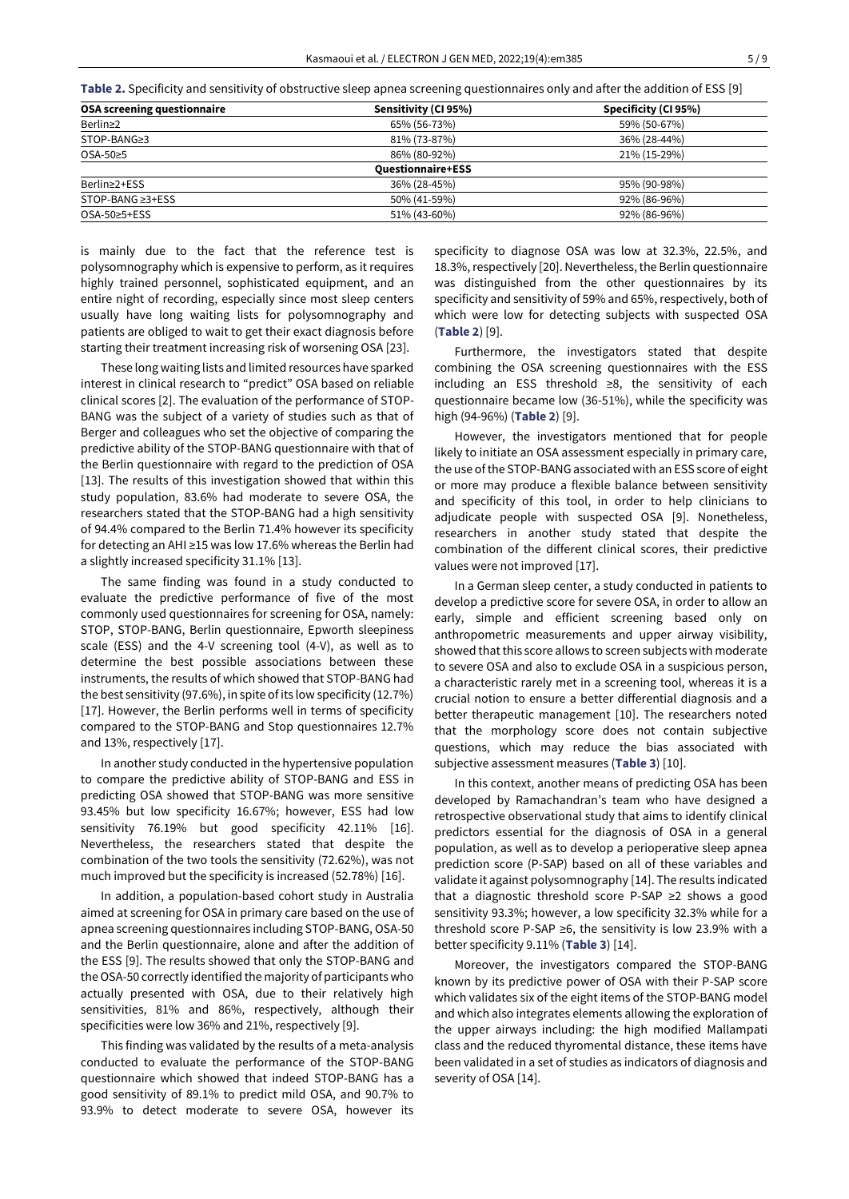**Table 2.** Specificity and sensitivity of obstructive sleep apnea screening questionnaires only and after the addition of ESS [9]

| OSA screening questionnaire | Sensitivity (CI 95%) | Specificity (CI 95%) |
|---|---|---|
| Berlin≥2 | 65% (56-73%) | 59% (50-67%) |
| STOP-BANG≥3 | 81% (73-87%) | 36% (28-44%) |
| OSA-50≥5 | 86% (80-92%) | 21% (15-29%) |
| | **Questionnaire+ESS** | |
| Berlin≥2+ESS | 36% (28-45%) | 95% (90-98%) |
| STOP-BANG ≥3+ESS | 50% (41-59%) | 92% (86-96%) |
| OSA-50≥5+ESS | 51% (43-60%) | 92% (86-96%) |

is mainly due to the fact that the reference test is polysomnography which is expensive to perform, as it requires highly trained personnel, sophisticated equipment, and an entire night of recording, especially since most sleep centers usually have long waiting lists for polysomnography and patients are obliged to wait to get their exact diagnosis before starting their treatment increasing risk of worsening OSA [23].

These long waiting lists and limited resources have sparked interest in clinical research to "predict" OSA based on reliable clinical scores [2]. The evaluation of the performance of STOP-BANG was the subject of a variety of studies such as that of Berger and colleagues who set the objective of comparing the predictive ability of the STOP-BANG questionnaire with that of the Berlin questionnaire with regard to the prediction of OSA [13]. The results of this investigation showed that within this study population, 83.6% had moderate to severe OSA, the researchers stated that the STOP-BANG had a high sensitivity of 94.4% compared to the Berlin 71.4% however its specificity for detecting an AHI ≥15 was low 17.6% whereas the Berlin had a slightly increased specificity 31.1% [13].

The same finding was found in a study conducted to evaluate the predictive performance of five of the most commonly used questionnaires for screening for OSA, namely: STOP, STOP-BANG, Berlin questionnaire, Epworth sleepiness scale (ESS) and the 4-V screening tool (4-V), as well as to determine the best possible associations between these instruments, the results of which showed that STOP-BANG had the best sensitivity (97.6%), in spite of its low specificity (12.7%) [17]. However, the Berlin performs well in terms of specificity compared to the STOP-BANG and Stop questionnaires 12.7% and 13%, respectively [17].

In another study conducted in the hypertensive population to compare the predictive ability of STOP-BANG and ESS in predicting OSA showed that STOP-BANG was more sensitive 93.45% but low specificity 16.67%; however, ESS had low sensitivity 76.19% but good specificity 42.11% [16]. Nevertheless, the researchers stated that despite the combination of the two tools the sensitivity (72.62%), was not much improved but the specificity is increased (52.78%) [16].

In addition, a population-based cohort study in Australia aimed at screening for OSA in primary care based on the use of apnea screening questionnaires including STOP-BANG, OSA-50 and the Berlin questionnaire, alone and after the addition of the ESS [9]. The results showed that only the STOP-BANG and the OSA-50 correctly identified the majority of participants who actually presented with OSA, due to their relatively high sensitivities, 81% and 86%, respectively, although their specificities were low 36% and 21%, respectively [9].

This finding was validated by the results of a meta-analysis conducted to evaluate the performance of the STOP-BANG questionnaire which showed that indeed STOP-BANG has a good sensitivity of 89.1% to predict mild OSA, and 90.7% to 93.9% to detect moderate to severe OSA, however its specificity to diagnose OSA was low at 32.3%, 22.5%, and 18.3%, respectively [20]. Nevertheless, the Berlin questionnaire was distinguished from the other questionnaires by its specificity and sensitivity of 59% and 65%, respectively, both of which were low for detecting subjects with suspected OSA (**Table 2**) [9].

Furthermore, the investigators stated that despite combining the OSA screening questionnaires with the ESS including an ESS threshold ≥8, the sensitivity of each questionnaire became low (36-51%), while the specificity was high (94-96%) (**Table 2**) [9].

However, the investigators mentioned that for people likely to initiate an OSA assessment especially in primary care, the use of the STOP-BANG associated with an ESS score of eight or more may produce a flexible balance between sensitivity and specificity of this tool, in order to help clinicians to adjudicate people with suspected OSA [9]. Nonetheless, researchers in another study stated that despite the combination of the different clinical scores, their predictive values were not improved [17].

In a German sleep center, a study conducted in patients to develop a predictive score for severe OSA, in order to allow an early, simple and efficient screening based only on anthropometric measurements and upper airway visibility, showed that this score allows to screen subjects with moderate to severe OSA and also to exclude OSA in a suspicious person, a characteristic rarely met in a screening tool, whereas it is a crucial notion to ensure a better differential diagnosis and a better therapeutic management [10]. The researchers noted that the morphology score does not contain subjective questions, which may reduce the bias associated with subjective assessment measures (**Table 3**) [10].

In this context, another means of predicting OSA has been developed by Ramachandran's team who have designed a retrospective observational study that aims to identify clinical predictors essential for the diagnosis of OSA in a general population, as well as to develop a perioperative sleep apnea prediction score (P-SAP) based on all of these variables and validate it against polysomnography [14]. The results indicated that a diagnostic threshold score P-SAP ≥2 shows a good sensitivity 93.3%; however, a low specificity 32.3% while for a threshold score P-SAP ≥6, the sensitivity is low 23.9% with a better specificity 9.11% (**Table 3**) [14].

Moreover, the investigators compared the STOP-BANG known by its predictive power of OSA with their P-SAP score which validates six of the eight items of the STOP-BANG model and which also integrates elements allowing the exploration of the upper airways including: the high modified Mallampati class and the reduced thyromental distance, these items have been validated in a set of studies as indicators of diagnosis and severity of OSA [14].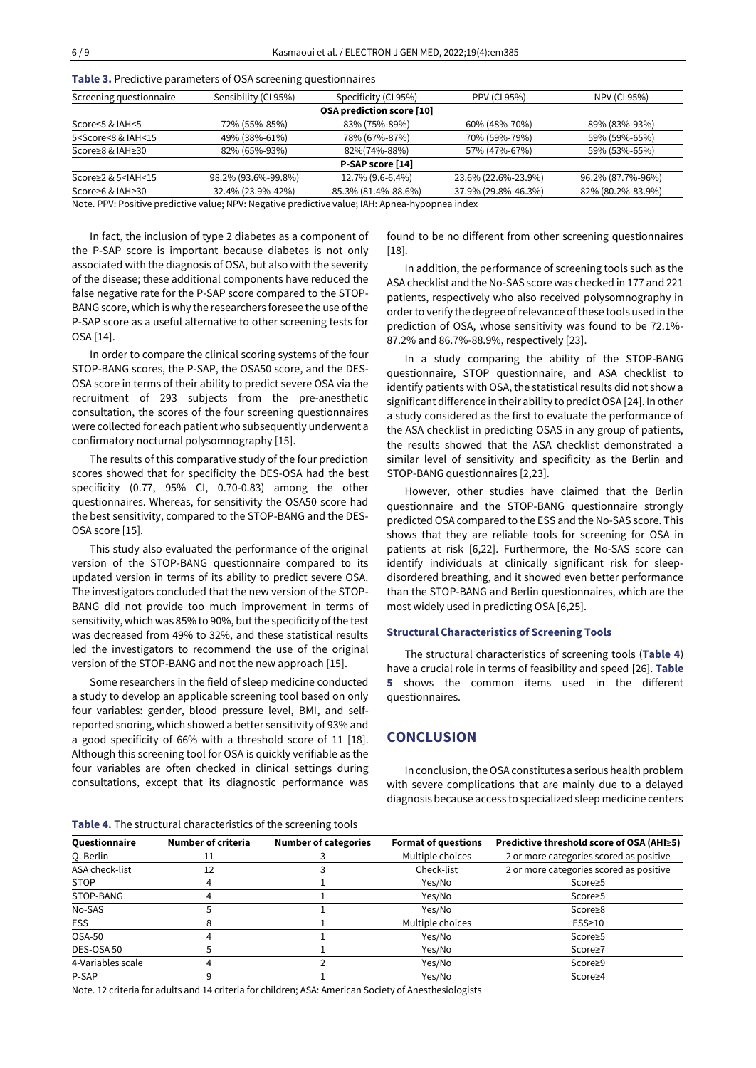**Table 3.** Predictive parameters of OSA screening questionnaires

| Screening questionnaire | Sensibility (CI 95%) | Specificity (CI 95%) | PPV (CI 95%) | NPV (CI 95%) |
|---|---|---|---|---|
| | | **OSA prediction score [10]** | | |
| Score≤5 & IAH<5 | 72% (55%-85%) | 83% (75%-89%) | 60% (48%-70%) | 89% (83%-93%) |
| 5<Score<8 & IAH<15 | 49% (38%-61%) | 78% (67%-87%) | 70% (59%-79%) | 59% (59%-65%) |
| Score≥8 & IAH≥30 | 82% (65%-93%) | 82%(74%-88%) | 57% (47%-67%) | 59% (53%-65%) |
| | | **P-SAP score [14]** | | |
| Score≥2 & 5<IAH<15 | 98.2% (93.6%-99.8%) | 12.7% (9.6-6.4%) | 23.6% (22.6%-23.9%) | 96.2% (87.7%-96%) |
| Score≥6 & IAH≥30 | 32.4% (23.9%-42%) | 85.3% (81.4%-88.6%) | 37.9% (29.8%-46.3%) | 82% (80.2%-83.9%) |

Note. PPV: Positive predictive value; NPV: Negative predictive value; IAH: Apnea-hypopnea index

In fact, the inclusion of type 2 diabetes as a component of the P-SAP score is important because diabetes is not only associated with the diagnosis of OSA, but also with the severity of the disease; these additional components have reduced the false negative rate for the P-SAP score compared to the STOP-BANG score, which is why the researchers foresee the use of the P-SAP score as a useful alternative to other screening tests for OSA [14].

In order to compare the clinical scoring systems of the four STOP-BANG scores, the P-SAP, the OSA50 score, and the DES-OSA score in terms of their ability to predict severe OSA via the recruitment of 293 subjects from the pre-anesthetic consultation, the scores of the four screening questionnaires were collected for each patient who subsequently underwent a confirmatory nocturnal polysomnography [15].

The results of this comparative study of the four prediction scores showed that for specificity the DES-OSA had the best specificity (0.77, 95% CI, 0.70-0.83) among the other questionnaires. Whereas, for sensitivity the OSA50 score had the best sensitivity, compared to the STOP-BANG and the DES-OSA score [15].

This study also evaluated the performance of the original version of the STOP-BANG questionnaire compared to its updated version in terms of its ability to predict severe OSA. The investigators concluded that the new version of the STOP-BANG did not provide too much improvement in terms of sensitivity, which was 85% to 90%, but the specificity of the test was decreased from 49% to 32%, and these statistical results led the investigators to recommend the use of the original version of the STOP-BANG and not the new approach [15].

Some researchers in the field of sleep medicine conducted a study to develop an applicable screening tool based on only four variables: gender, blood pressure level, BMI, and self-reported snoring, which showed a better sensitivity of 93% and a good specificity of 66% with a threshold score of 11 [18]. Although this screening tool for OSA is quickly verifiable as the four variables are often checked in clinical settings during consultations, except that its diagnostic performance was found to be no different from other screening questionnaires [18].

In addition, the performance of screening tools such as the ASA checklist and the No-SAS score was checked in 177 and 221 patients, respectively who also received polysomnography in order to verify the degree of relevance of these tools used in the prediction of OSA, whose sensitivity was found to be 72.1%-87.2% and 86.7%-88.9%, respectively [23].

In a study comparing the ability of the STOP-BANG questionnaire, STOP questionnaire, and ASA checklist to identify patients with OSA, the statistical results did not show a significant difference in their ability to predict OSA [24]. In other a study considered as the first to evaluate the performance of the ASA checklist in predicting OSAS in any group of patients, the results showed that the ASA checklist demonstrated a similar level of sensitivity and specificity as the Berlin and STOP-BANG questionnaires [2,23].

However, other studies have claimed that the Berlin questionnaire and the STOP-BANG questionnaire strongly predicted OSA compared to the ESS and the No-SAS score. This shows that they are reliable tools for screening for OSA in patients at risk [6,22]. Furthermore, the No-SAS score can identify individuals at clinically significant risk for sleep-disordered breathing, and it showed even better performance than the STOP-BANG and Berlin questionnaires, which are the most widely used in predicting OSA [6,25].

### Structural Characteristics of Screening Tools

The structural characteristics of screening tools (**Table 4**) have a crucial role in terms of feasibility and speed [26]. **Table 5** shows the common items used in the different questionnaires.

## CONCLUSION

In conclusion, the OSA constitutes a serious health problem with severe complications that are mainly due to a delayed diagnosis because access to specialized sleep medicine centers

**Table 4.** The structural characteristics of the screening tools

| Questionnaire | Number of criteria | Number of categories | Format of questions | Predictive threshold score of OSA (AHI≥5) |
|---|---|---|---|---|
| Q. Berlin | 11 | 3 | Multiple choices | 2 or more categories scored as positive |
| ASA check-list | 12 | 3 | Check-list | 2 or more categories scored as positive |
| STOP | 4 | 1 | Yes/No | Score≥5 |
| STOP-BANG | 4 | 1 | Yes/No | Score≥5 |
| No-SAS | 5 | 1 | Yes/No | Score≥8 |
| ESS | 8 | 1 | Multiple choices | ESS≥10 |
| OSA-50 | 4 | 1 | Yes/No | Score≥5 |
| DES-OSA 50 | 5 | 1 | Yes/No | Score≥7 |
| 4-Variables scale | 4 | 2 | Yes/No | Score≥9 |
| P-SAP | 9 | 1 | Yes/No | Score≥4 |

Note. 12 criteria for adults and 14 criteria for children; ASA: American Society of Anesthesiologists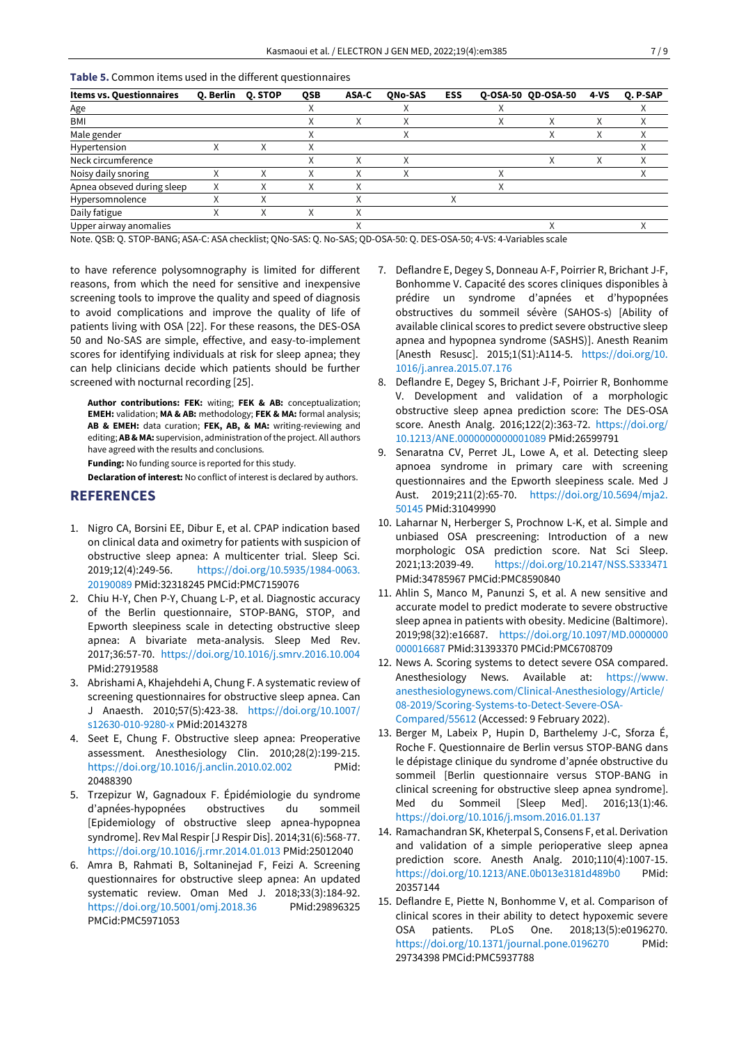**Table 5.** Common items used in the different questionnaires

| Items vs. Questionnaires | Q. Berlin | Q. STOP | QSB | ASA-C | QNo-SAS | ESS | Q-OSA-50 | QD-OSA-50 | 4-VS | Q. P-SAP |
|---|---|---|---|---|---|---|---|---|---|---|
| Age | | | X | | X | | X | | | X |
| BMI | | | X | X | X | | X | X | X | X |
| Male gender | | | X | | X | | | X | X | X |
| Hypertension | X | X | X | | | | | | | X |
| Neck circumference | | | X | X | X | | | X | X | X |
| Noisy daily snoring | X | X | X | X | X | | X | | | X |
| Apnea obseved during sleep | X | X | X | X | | | X | | | |
| Hypersomnolence | X | X | | X | | X | | | | |
| Daily fatigue | X | X | X | X | | | | | | |
| Upper airway anomalies | | | | X | | | | X | | X |

Note. QSB: Q. STOP-BANG; ASA-C: ASA checklist; QNo-SAS: Q. No-SAS; QD-OSA-50: Q. DES-OSA-50; 4-VS: 4-Variables scale

to have reference polysomnography is limited for different reasons, from which the need for sensitive and inexpensive screening tools to improve the quality and speed of diagnosis to avoid complications and improve the quality of life of patients living with OSA [22]. For these reasons, the DES-OSA 50 and No-SAS are simple, effective, and easy-to-implement scores for identifying individuals at risk for sleep apnea; they can help clinicians decide which patients should be further screened with nocturnal recording [25].

**Author contributions: FEK:** witing; **FEK & AB:** conceptualization; **EMEH:** validation; **MA & AB:** methodology; **FEK & MA:** formal analysis; **AB & EMEH:** data curation; **FEK, AB, & MA:** writing-reviewing and editing; **AB & MA:** supervision, administration of the project. All authors have agreed with the results and conclusions.

**Funding:** No funding source is reported for this study.

**Declaration of interest:** No conflict of interest is declared by authors.

## REFERENCES

1. Nigro CA, Borsini EE, Dibur E, et al. CPAP indication based on clinical data and oximetry for patients with suspicion of obstructive sleep apnea: A multicenter trial. Sleep Sci. 2019;12(4):249-56. https://doi.org/10.5935/1984-0063.20190089 PMid:32318245 PMCid:PMC7159076
2. Chiu H-Y, Chen P-Y, Chuang L-P, et al. Diagnostic accuracy of the Berlin questionnaire, STOP-BANG, STOP, and Epworth sleepiness scale in detecting obstructive sleep apnea: A bivariate meta-analysis. Sleep Med Rev. 2017;36:57-70. https://doi.org/10.1016/j.smrv.2016.10.004 PMid:27919588
3. Abrishami A, Khajehdehi A, Chung F. A systematic review of screening questionnaires for obstructive sleep apnea. Can J Anaesth. 2010;57(5):423-38. https://doi.org/10.1007/s12630-010-9280-x PMid:20143278
4. Seet E, Chung F. Obstructive sleep apnea: Preoperative assessment. Anesthesiology Clin. 2010;28(2):199-215. https://doi.org/10.1016/j.anclin.2010.02.002 PMid: 20488390
5. Trzepizur W, Gagnadoux F. Épidémiologie du syndrome d'apnées-hypopnées obstructives du sommeil [Epidemiology of obstructive sleep apnea-hypopnea syndrome]. Rev Mal Respir [J Respir Dis]. 2014;31(6):568-77. https://doi.org/10.1016/j.rmr.2014.01.013 PMid:25012040
6. Amra B, Rahmati B, Soltaninejad F, Feizi A. Screening questionnaires for obstructive sleep apnea: An updated systematic review. Oman Med J. 2018;33(3):184-92. https://doi.org/10.5001/omj.2018.36 PMid:29896325 PMCid:PMC5971053
7. Deflandre E, Degey S, Donneau A-F, Poirrier R, Brichant J-F, Bonhomme V. Capacité des scores cliniques disponibles à prédire un syndrome d'apnées et d'hypopnées obstructives du sommeil sévère (SAHOS-s) [Ability of available clinical scores to predict severe obstructive sleep apnea and hypopnea syndrome (SASHS)]. Anesth Reanim [Anesth Resusc]. 2015;1(S1):A114-5. https://doi.org/10.1016/j.anrea.2015.07.176
8. Deflandre E, Degey S, Brichant J-F, Poirrier R, Bonhomme V. Development and validation of a morphologic obstructive sleep apnea prediction score: The DES-OSA score. Anesth Analg. 2016;122(2):363-72. https://doi.org/10.1213/ANE.0000000000001089 PMid:26599791
9. Senaratna CV, Perret JL, Lowe A, et al. Detecting sleep apnoea syndrome in primary care with screening questionnaires and the Epworth sleepiness scale. Med J Aust. 2019;211(2):65-70. https://doi.org/10.5694/mja2.50145 PMid:31049990
10. Laharnar N, Herberger S, Prochnow L-K, et al. Simple and unbiased OSA prescreening: Introduction of a new morphologic OSA prediction score. Nat Sci Sleep. 2021;13:2039-49. https://doi.org/10.2147/NSS.S333471 PMid:34785967 PMCid:PMC8590840
11. Ahlin S, Manco M, Panunzi S, et al. A new sensitive and accurate model to predict moderate to severe obstructive sleep apnea in patients with obesity. Medicine (Baltimore). 2019;98(32):e16687. https://doi.org/10.1097/MD.0000000000016687 PMid:31393370 PMCid:PMC6708709
12. News A. Scoring systems to detect severe OSA compared. Anesthesiology News. Available at: https://www.anesthesiologynews.com/Clinical-Anesthesiology/Article/08-2019/Scoring-Systems-to-Detect-Severe-OSA-Compared/55612 (Accessed: 9 February 2022).
13. Berger M, Labeix P, Hupin D, Barthelemy J-C, Sforza É, Roche F. Questionnaire de Berlin versus STOP-BANG dans le dépistage clinique du syndrome d'apnée obstructive du sommeil [Berlin questionnaire versus STOP-BANG in clinical screening for obstructive sleep apnea syndrome]. Med du Sommeil [Sleep Med]. 2016;13(1):46. https://doi.org/10.1016/j.msom.2016.01.137
14. Ramachandran SK, Kheterpal S, Consens F, et al. Derivation and validation of a simple perioperative sleep apnea prediction score. Anesth Analg. 2010;110(4):1007-15. https://doi.org/10.1213/ANE.0b013e3181d489b0 PMid: 20357144
15. Deflandre E, Piette N, Bonhomme V, et al. Comparison of clinical scores in their ability to detect hypoxemic severe OSA patients. PLoS One. 2018;13(5):e0196270. https://doi.org/10.1371/journal.pone.0196270 PMid: 29734398 PMCid:PMC5937788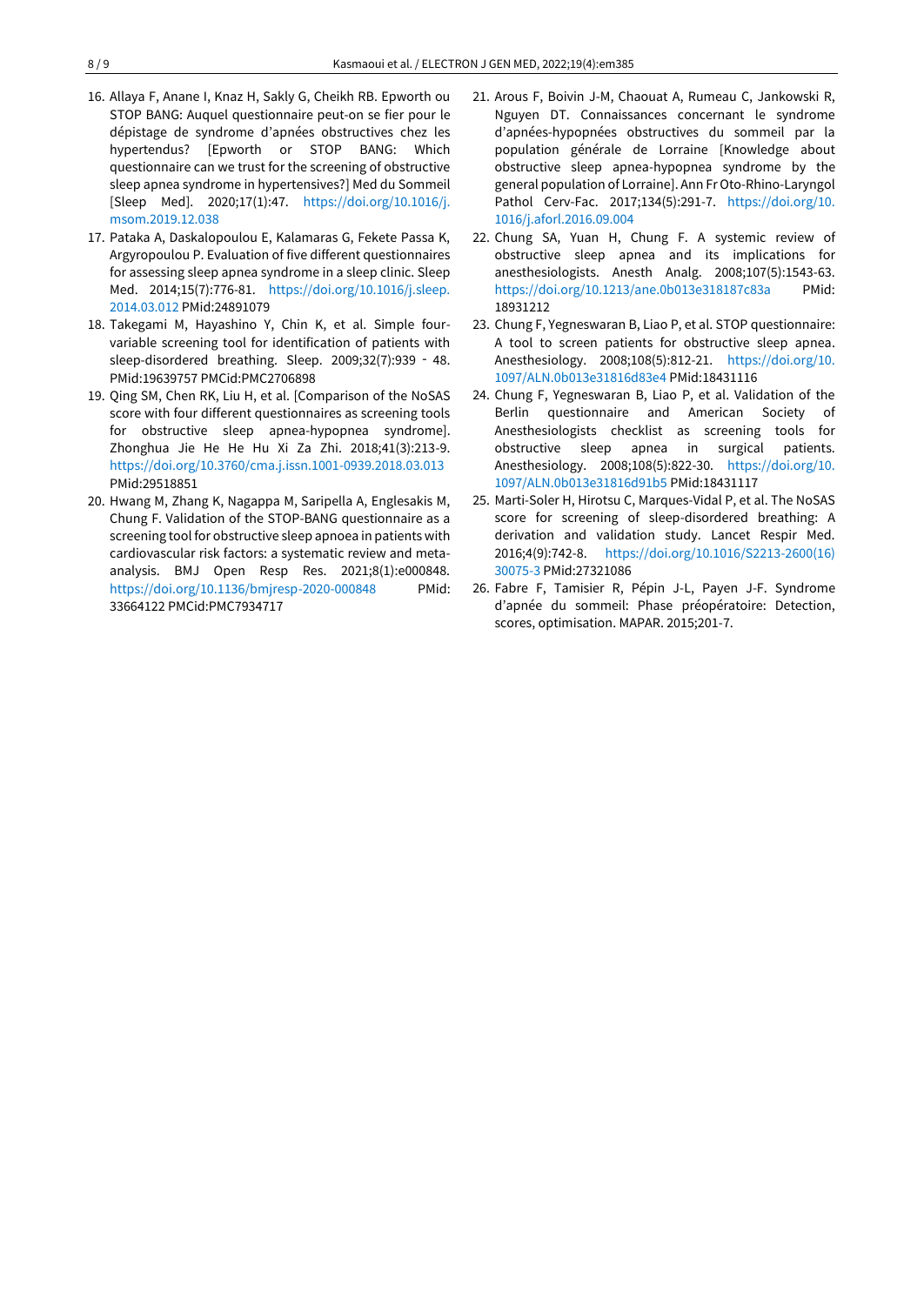16. Allaya F, Anane I, Knaz H, Sakly G, Cheikh RB. Epworth ou STOP BANG: Auquel questionnaire peut-on se fier pour le dépistage de syndrome d'apnées obstructives chez les hypertendus? [Epworth or STOP BANG: Which questionnaire can we trust for the screening of obstructive sleep apnea syndrome in hypertensives?] Med du Sommeil [Sleep Med]. 2020;17(1):47. https://doi.org/10.1016/j.msom.2019.12.038
17. Pataka A, Daskalopoulou E, Kalamaras G, Fekete Passa K, Argyropoulou P. Evaluation of five different questionnaires for assessing sleep apnea syndrome in a sleep clinic. Sleep Med. 2014;15(7):776-81. https://doi.org/10.1016/j.sleep.2014.03.012 PMid:24891079
18. Takegami M, Hayashino Y, Chin K, et al. Simple four-variable screening tool for identification of patients with sleep-disordered breathing. Sleep. 2009;32(7):939 - 48. PMid:19639757 PMCid:PMC2706898
19. Qing SM, Chen RK, Liu H, et al. [Comparison of the NoSAS score with four different questionnaires as screening tools for obstructive sleep apnea-hypopnea syndrome]. Zhonghua Jie He He Hu Xi Za Zhi. 2018;41(3):213-9. https://doi.org/10.3760/cma.j.issn.1001-0939.2018.03.013 PMid:29518851
20. Hwang M, Zhang K, Nagappa M, Saripella A, Englesakis M, Chung F. Validation of the STOP-BANG questionnaire as a screening tool for obstructive sleep apnoea in patients with cardiovascular risk factors: a systematic review and meta-analysis. BMJ Open Resp Res. 2021;8(1):e000848. https://doi.org/10.1136/bmjresp-2020-000848 PMid:33664122 PMCid:PMC7934717
21. Arous F, Boivin J-M, Chaouat A, Rumeau C, Jankowski R, Nguyen DT. Connaissances concernant le syndrome d'apnées-hypopnées obstructives du sommeil par la population générale de Lorraine [Knowledge about obstructive sleep apnea-hypopnea syndrome by the general population of Lorraine]. Ann Fr Oto-Rhino-Laryngol Pathol Cerv-Fac. 2017;134(5):291-7. https://doi.org/10.1016/j.aforl.2016.09.004
22. Chung SA, Yuan H, Chung F. A systemic review of obstructive sleep apnea and its implications for anesthesiologists. Anesth Analg. 2008;107(5):1543-63. https://doi.org/10.1213/ane.0b013e318187c83a PMid:18931212
23. Chung F, Yegneswaran B, Liao P, et al. STOP questionnaire: A tool to screen patients for obstructive sleep apnea. Anesthesiology. 2008;108(5):812-21. https://doi.org/10.1097/ALN.0b013e31816d83e4 PMid:18431116
24. Chung F, Yegneswaran B, Liao P, et al. Validation of the Berlin questionnaire and American Society of Anesthesiologists checklist as screening tools for obstructive sleep apnea in surgical patients. Anesthesiology. 2008;108(5):822-30. https://doi.org/10.1097/ALN.0b013e31816d91b5 PMid:18431117
25. Marti-Soler H, Hirotsu C, Marques-Vidal P, et al. The NoSAS score for screening of sleep-disordered breathing: A derivation and validation study. Lancet Respir Med. 2016;4(9):742-8. https://doi.org/10.1016/S2213-2600(16)30075-3 PMid:27321086
26. Fabre F, Tamisier R, Pépin J-L, Payen J-F. Syndrome d'apnée du sommeil: Phase préopératoire: Detection, scores, optimisation. MAPAR. 2015;201-7.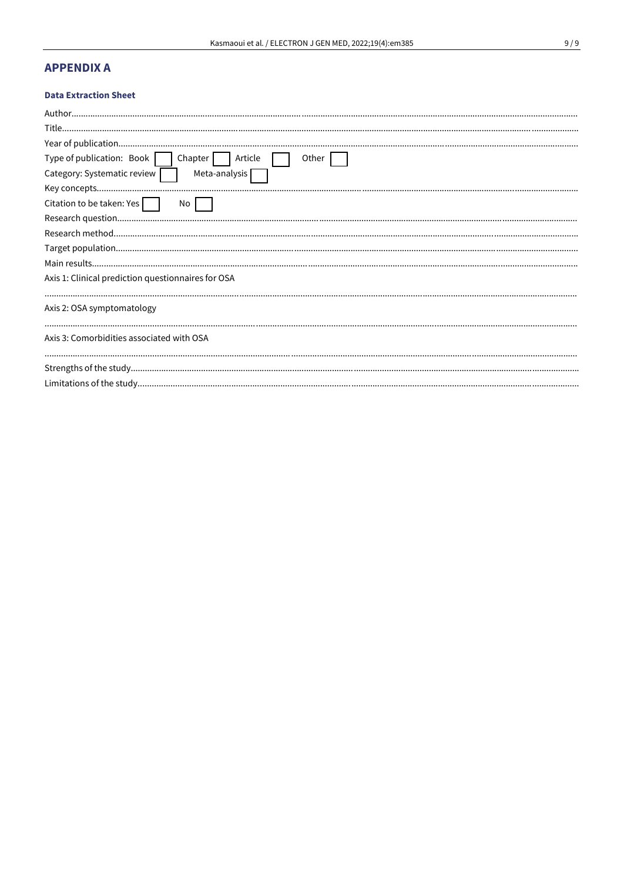## APPENDIX A

### Data Extraction Sheet

Author.......................................................................................................................................................................................

Title.........................................................................................................................................................................................

Year of publication....................................................................................................................................................................

Type of publication: Book ☐ Chapter ☐ Article ☐ Other ☐

Category: Systematic review ☐ Meta-analysis ☐

Key concepts.............................................................................................................................................................................

Citation to be taken: Yes ☐ No ☐

Research question.....................................................................................................................................................................

Research method.......................................................................................................................................................................

Target population......................................................................................................................................................................

Main results...............................................................................................................................................................................

Axis 1: Clinical prediction questionnaires for OSA

.................................................................................................................................................................................................

Axis 2: OSA symptomatology

.................................................................................................................................................................................................

Axis 3: Comorbidities associated with OSA

.................................................................................................................................................................................................

Strengths of the study................................................................................................................................................................

Limitations of the study.............................................................................................................................................................